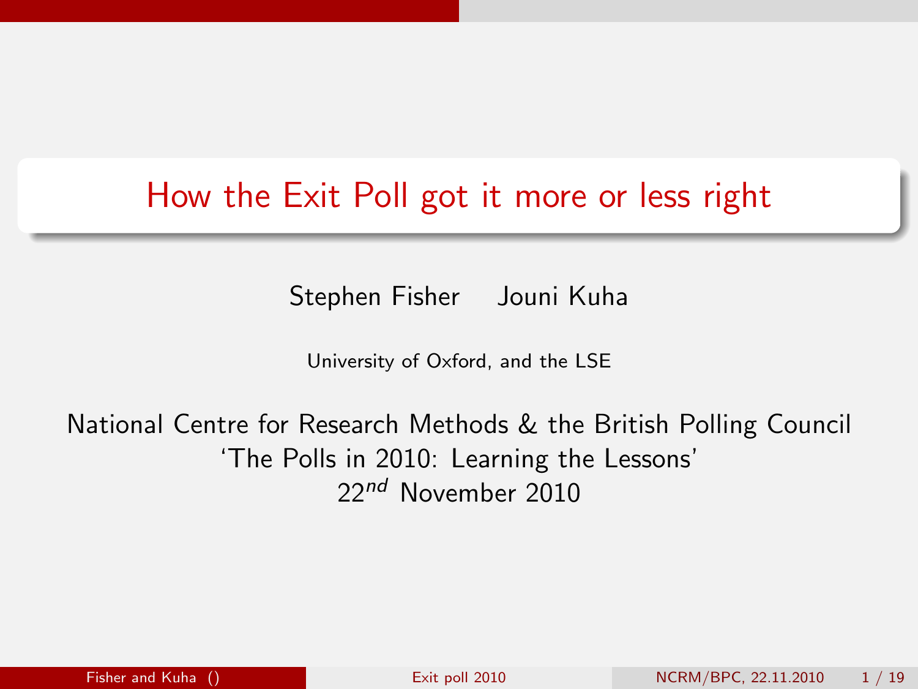# How the Exit Poll got it more or less right

Stephen Fisher    Jouni Kuha

University of Oxford, and the LSE

National Centre for Research Methods & the British Polling Council
'The Polls in 2010: Learning the Lessons'
22nd November 2010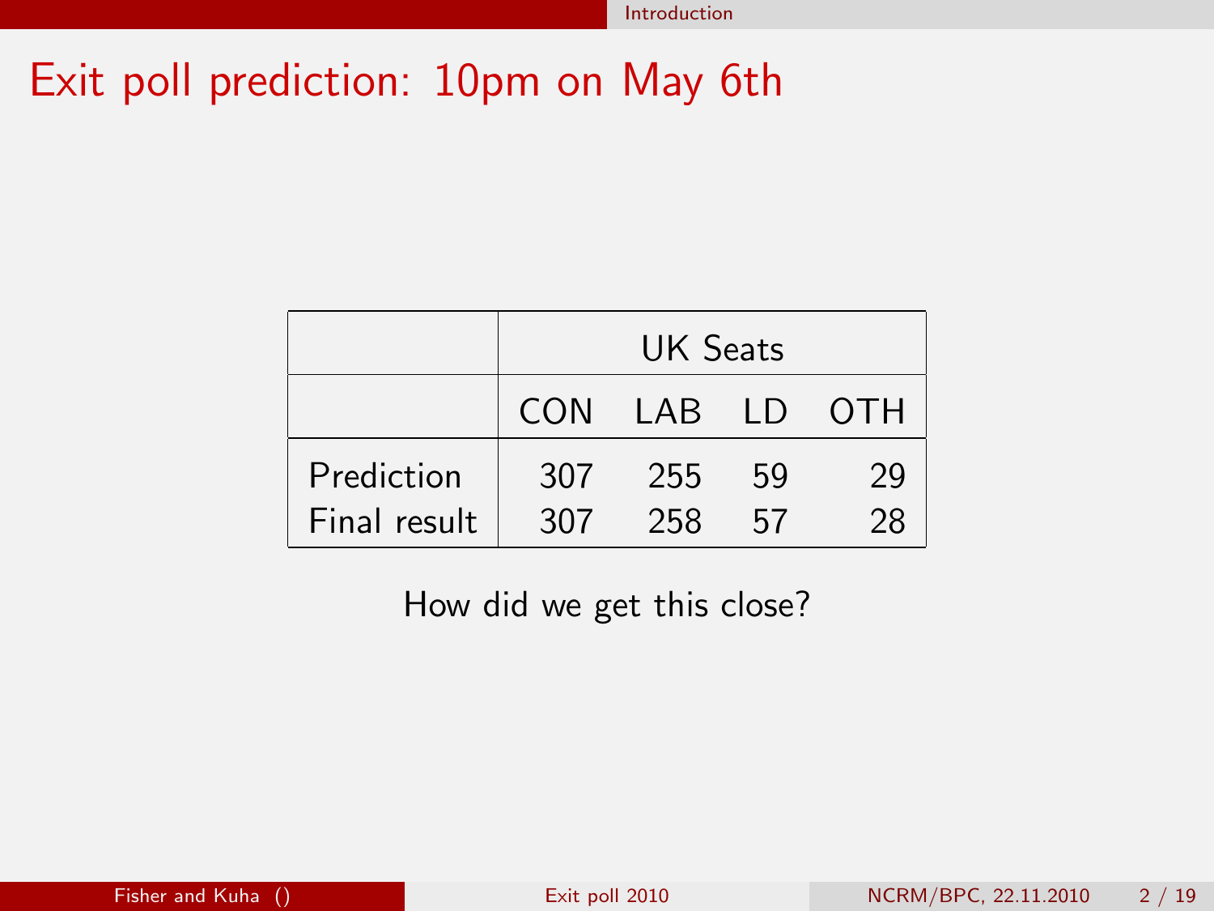# Exit poll prediction: 10pm on May 6th

| | UK Seats | | | |
|---|---|---|---|---|
| | CON | LAB | LD | OTH |
| Prediction | 307 | 255 | 59 | 29 |
| Final result | 307 | 258 | 57 | 28 |

How did we get this close?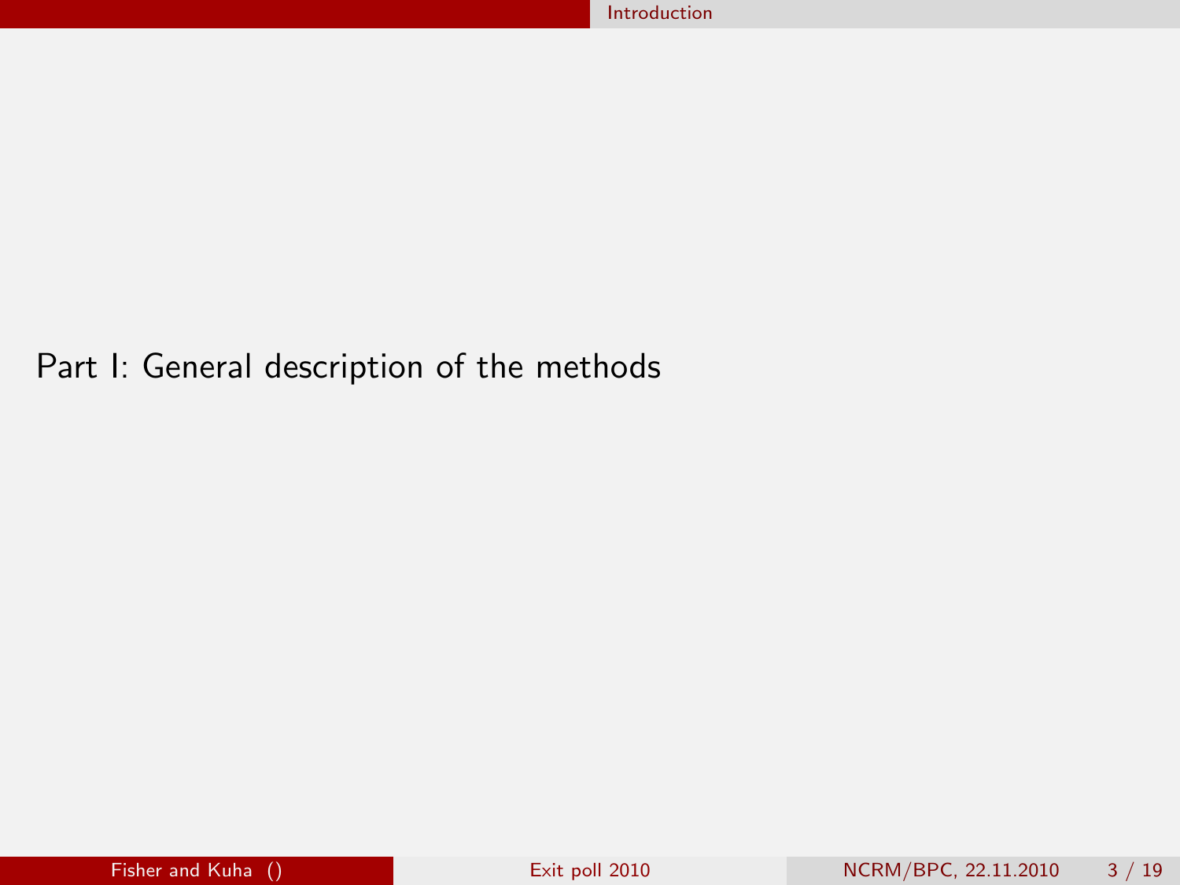Part I: General description of the methods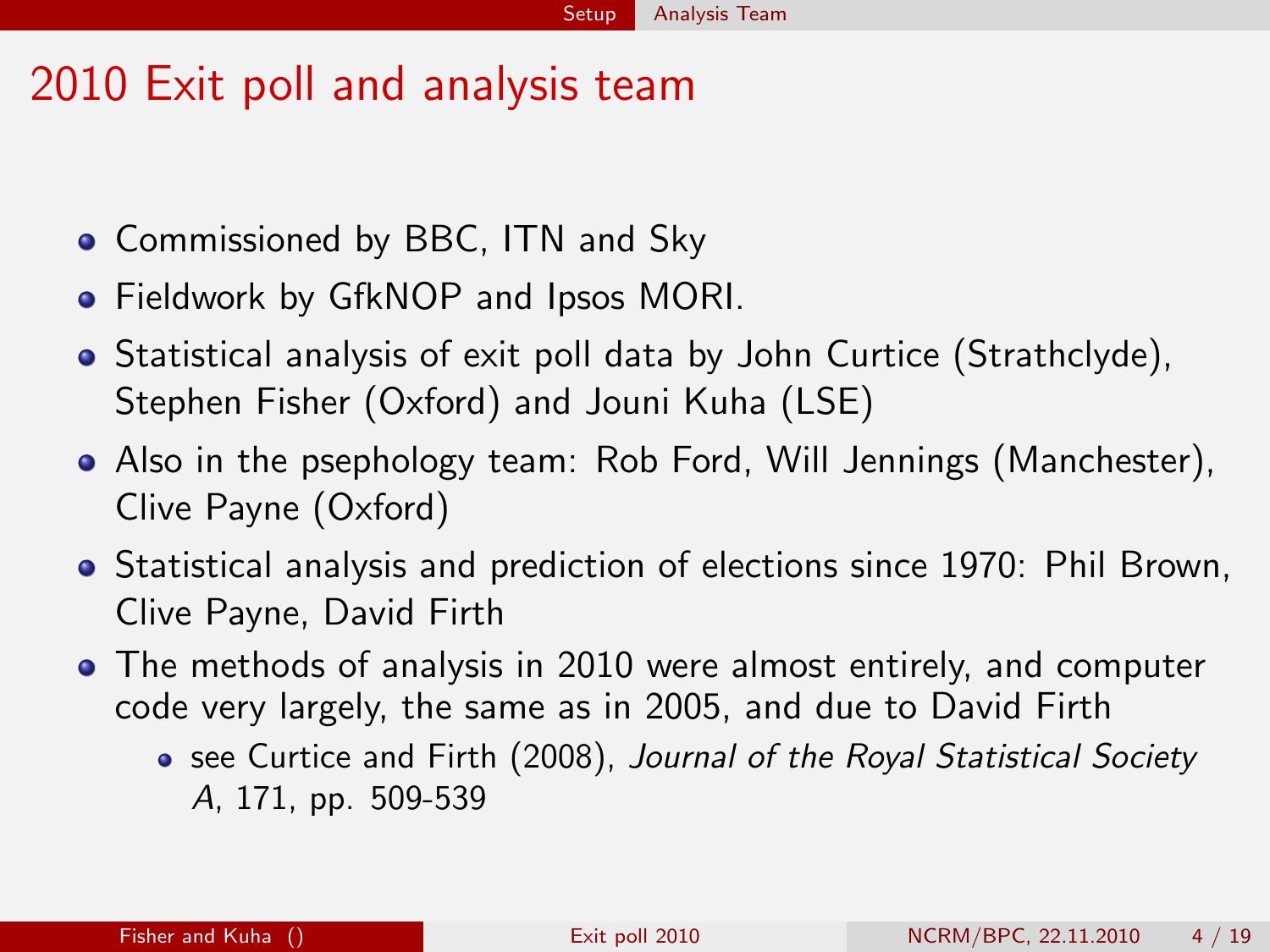# 2010 Exit poll and analysis team

- Commissioned by BBC, ITN and Sky
- Fieldwork by GfkNOP and Ipsos MORI.
- Statistical analysis of exit poll data by John Curtice (Strathclyde), Stephen Fisher (Oxford) and Jouni Kuha (LSE)
- Also in the psephology team: Rob Ford, Will Jennings (Manchester), Clive Payne (Oxford)
- Statistical analysis and prediction of elections since 1970: Phil Brown, Clive Payne, David Firth
- The methods of analysis in 2010 were almost entirely, and computer code very largely, the same as in 2005, and due to David Firth
  - see Curtice and Firth (2008), *Journal of the Royal Statistical Society A*, 171, pp. 509-539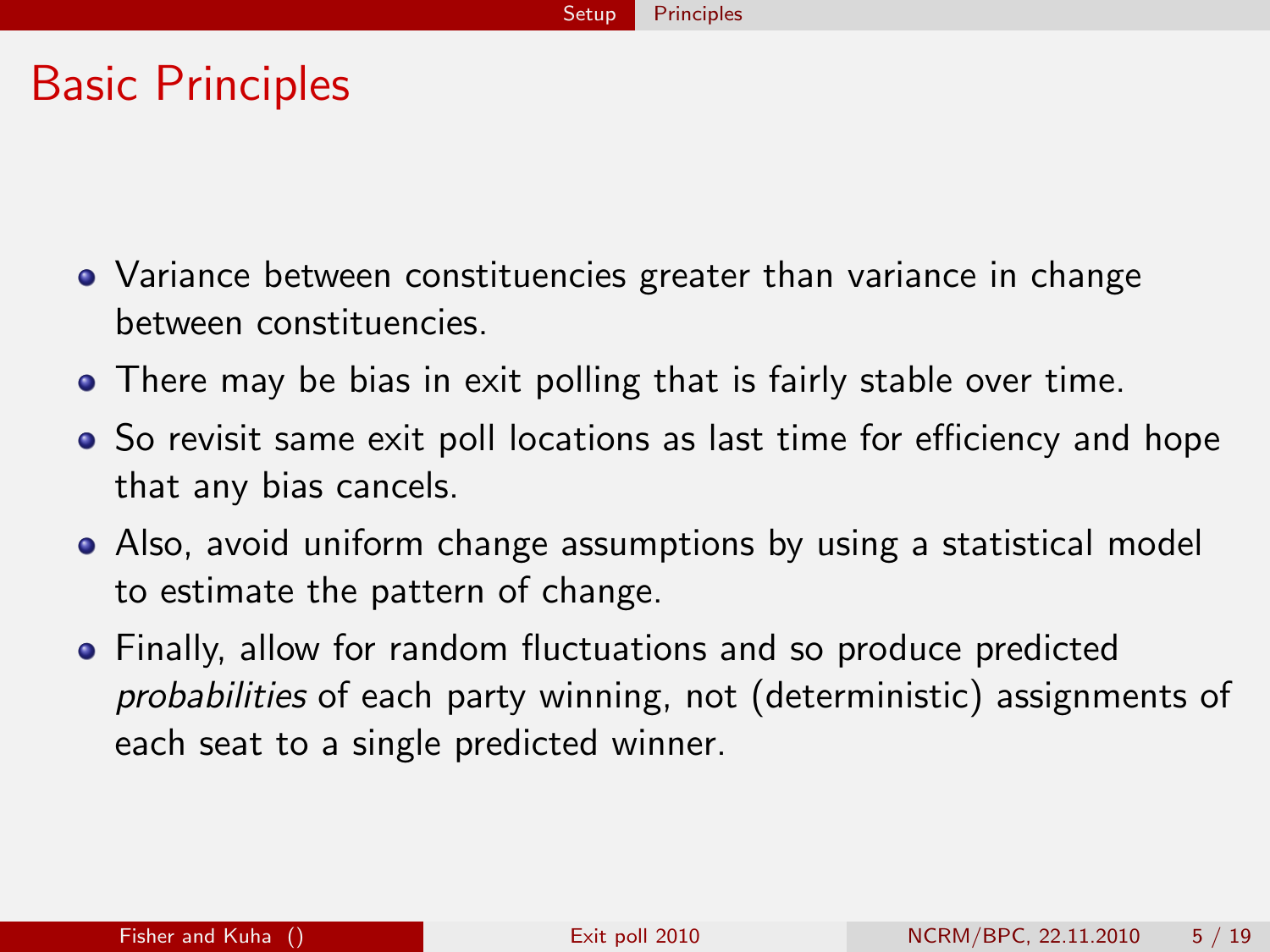# Basic Principles

- Variance between constituencies greater than variance in change between constituencies.
- There may be bias in exit polling that is fairly stable over time.
- So revisit same exit poll locations as last time for efficiency and hope that any bias cancels.
- Also, avoid uniform change assumptions by using a statistical model to estimate the pattern of change.
- Finally, allow for random fluctuations and so produce predicted *probabilities* of each party winning, not (deterministic) assignments of each seat to a single predicted winner.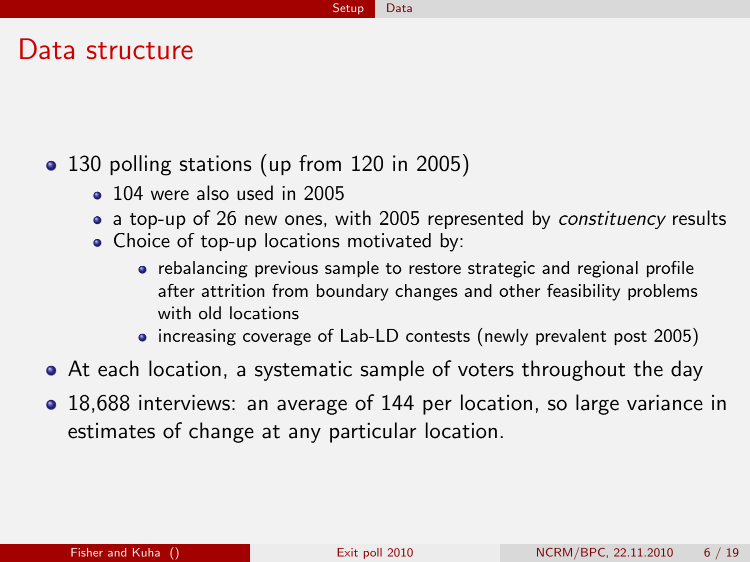# Data structure

- 130 polling stations (up from 120 in 2005)
  - 104 were also used in 2005
  - a top-up of 26 new ones, with 2005 represented by *constituency* results
  - Choice of top-up locations motivated by:
    - rebalancing previous sample to restore strategic and regional profile after attrition from boundary changes and other feasibility problems with old locations
    - increasing coverage of Lab-LD contests (newly prevalent post 2005)
- At each location, a systematic sample of voters throughout the day
- 18,688 interviews: an average of 144 per location, so large variance in estimates of change at any particular location.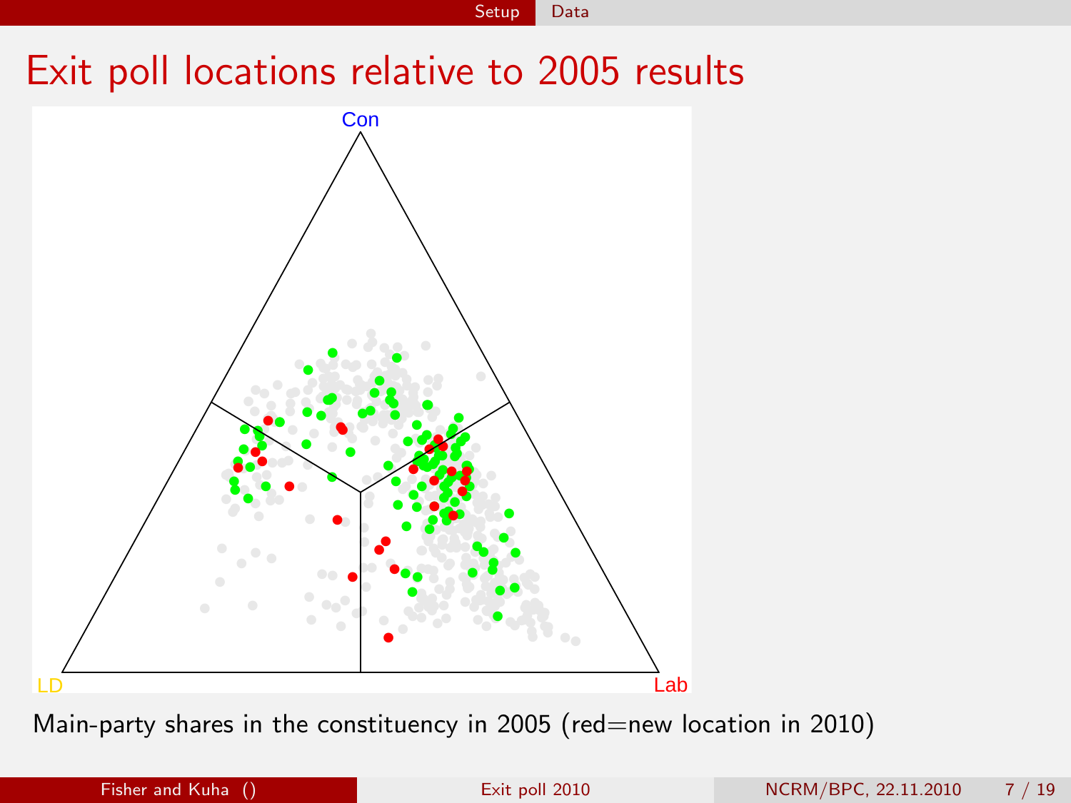# Exit poll locations relative to 2005 results

Con

LD

Lab

Main-party shares in the constituency in 2005 (red=new location in 2010)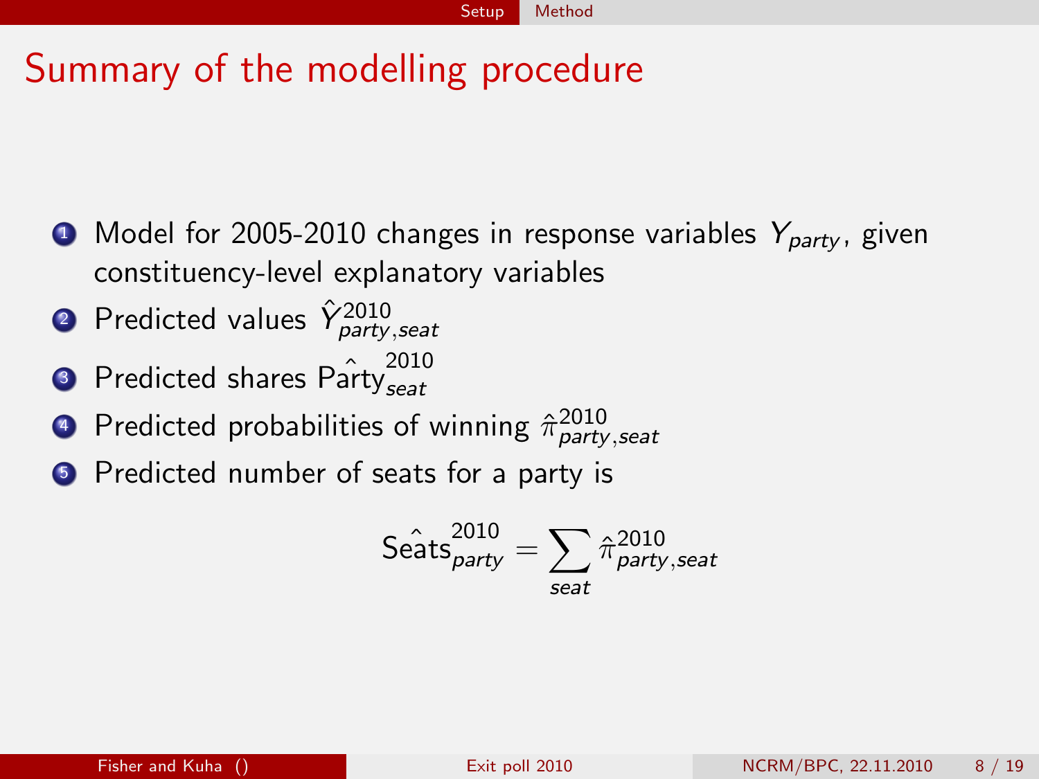# Summary of the modelling procedure

1. Model for 2005-2010 changes in response variables $Y_{party}$, given constituency-level explanatory variables
2. Predicted values $\hat{Y}^{2010}_{party,seat}$
3. Predicted shares $\widehat{\text{Party}}^{2010}_{seat}$
4. Predicted probabilities of winning $\hat{\pi}^{2010}_{party,seat}$
5. Predicted number of seats for a party is

$$\widehat{\text{Seats}}^{2010}_{party} = \sum_{seat} \hat{\pi}^{2010}_{party,seat}$$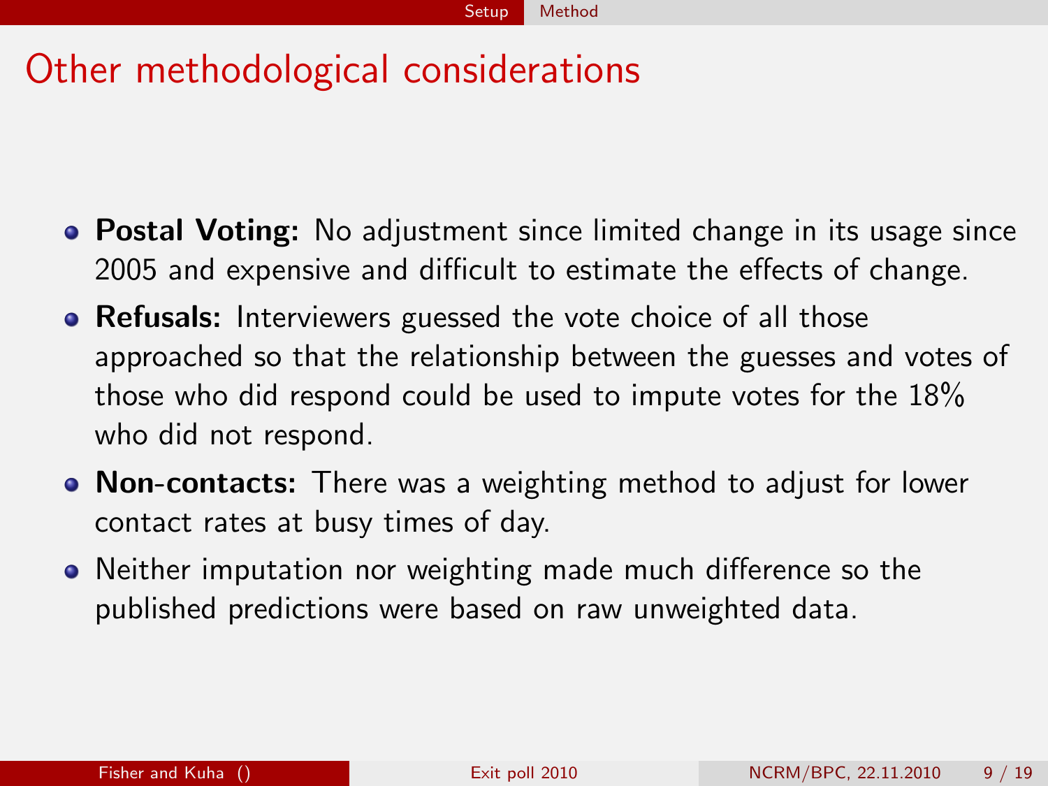# Other methodological considerations

- **Postal Voting:** No adjustment since limited change in its usage since 2005 and expensive and difficult to estimate the effects of change.
- **Refusals:** Interviewers guessed the vote choice of all those approached so that the relationship between the guesses and votes of those who did respond could be used to impute votes for the 18% who did not respond.
- **Non-contacts:** There was a weighting method to adjust for lower contact rates at busy times of day.
- Neither imputation nor weighting made much difference so the published predictions were based on raw unweighted data.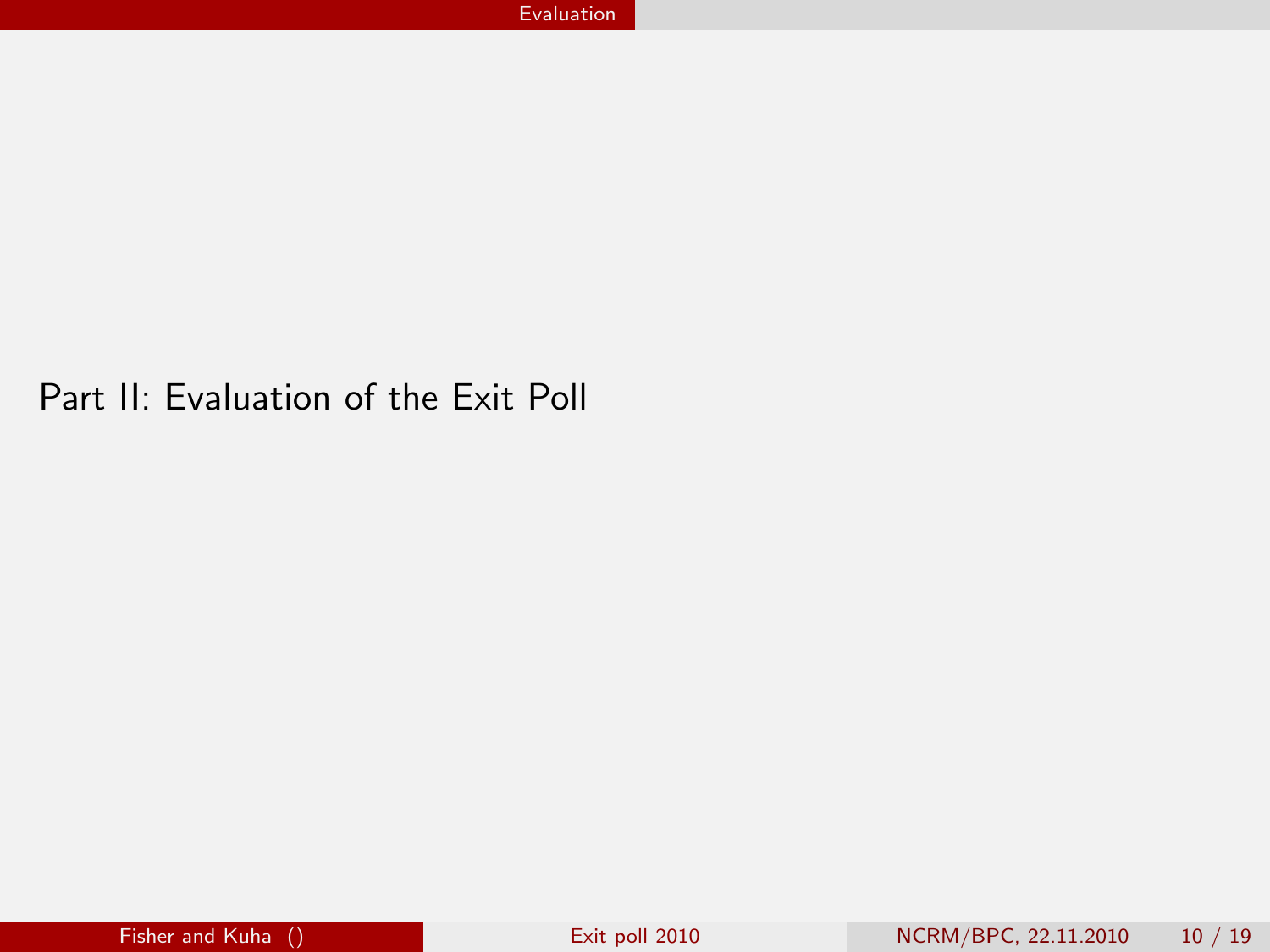# Part II: Evaluation of the Exit Poll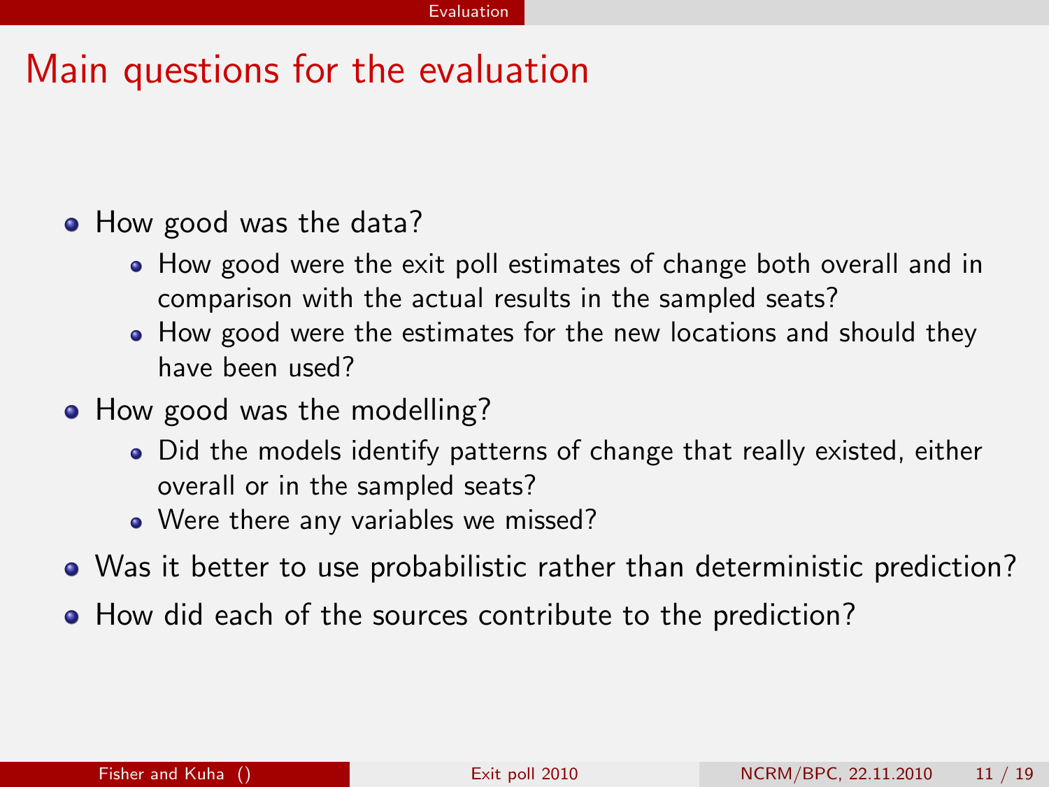# Main questions for the evaluation

- How good was the data?
  - How good were the exit poll estimates of change both overall and in comparison with the actual results in the sampled seats?
  - How good were the estimates for the new locations and should they have been used?
- How good was the modelling?
  - Did the models identify patterns of change that really existed, either overall or in the sampled seats?
  - Were there any variables we missed?
- Was it better to use probabilistic rather than deterministic prediction?
- How did each of the sources contribute to the prediction?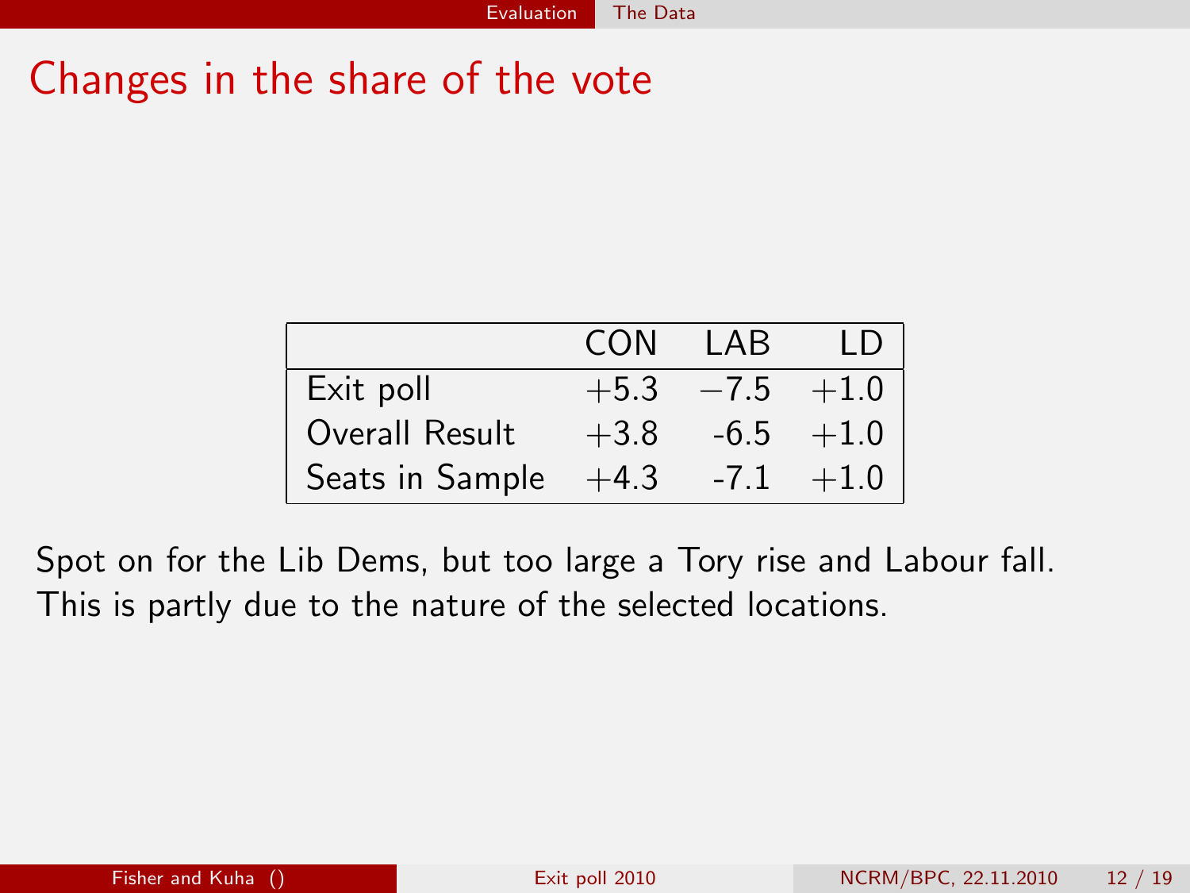# Changes in the share of the vote

| | CON | LAB | LD |
|---|---|---|---|
| Exit poll | +5.3 | −7.5 | +1.0 |
| Overall Result | +3.8 | -6.5 | +1.0 |
| Seats in Sample | +4.3 | -7.1 | +1.0 |

Spot on for the Lib Dems, but too large a Tory rise and Labour fall.
This is partly due to the nature of the selected locations.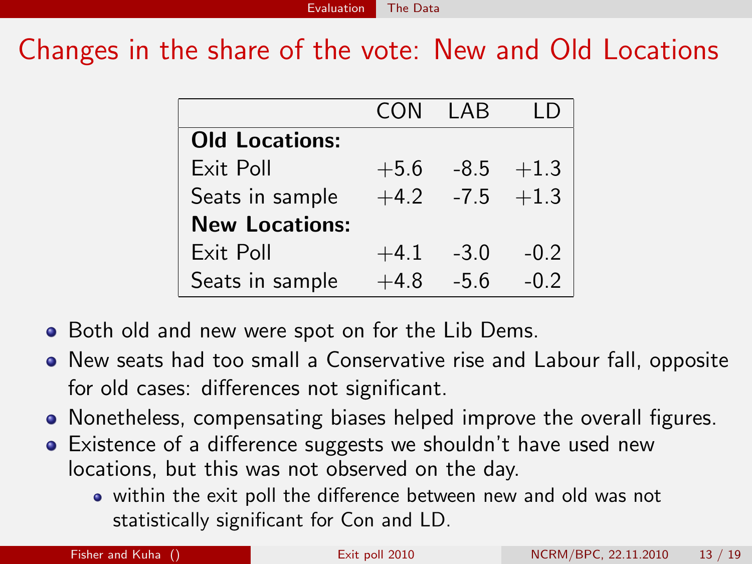# Changes in the share of the vote: New and Old Locations

| | CON | LAB | LD |
|---|---|---|---|
| **Old Locations:** | | | |
| Exit Poll | +5.6 | -8.5 | +1.3 |
| Seats in sample | +4.2 | -7.5 | +1.3 |
| **New Locations:** | | | |
| Exit Poll | +4.1 | -3.0 | -0.2 |
| Seats in sample | +4.8 | -5.6 | -0.2 |

- Both old and new were spot on for the Lib Dems.
- New seats had too small a Conservative rise and Labour fall, opposite for old cases: differences not significant.
- Nonetheless, compensating biases helped improve the overall figures.
- Existence of a difference suggests we shouldn't have used new locations, but this was not observed on the day.
  - within the exit poll the difference between new and old was not statistically significant for Con and LD.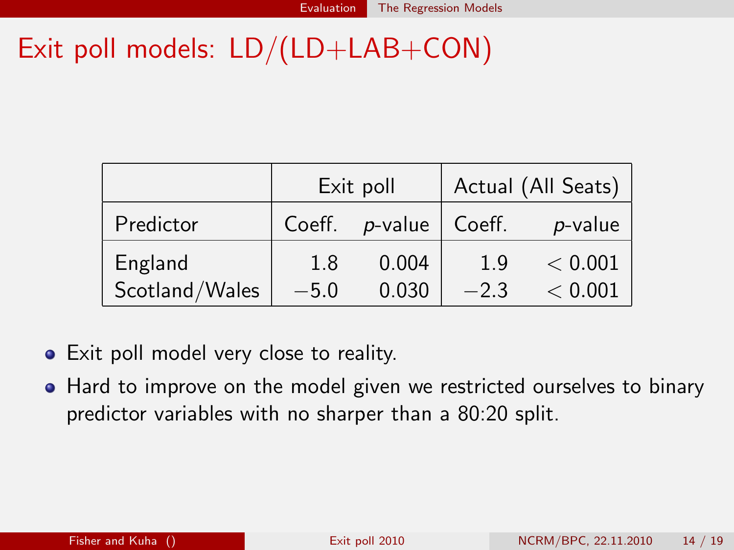# Exit poll models: LD/(LD+LAB+CON)

| | Exit poll | | Actual (All Seats) | |
|---|---|---|---|---|
| Predictor | Coeff. | *p*-value | Coeff. | *p*-value |
| England | 1.8 | 0.004 | 1.9 | $< 0.001$ |
| Scotland/Wales | $-5.0$ | 0.030 | $-2.3$ | $< 0.001$ |

- Exit poll model very close to reality.
- Hard to improve on the model given we restricted ourselves to binary predictor variables with no sharper than a 80:20 split.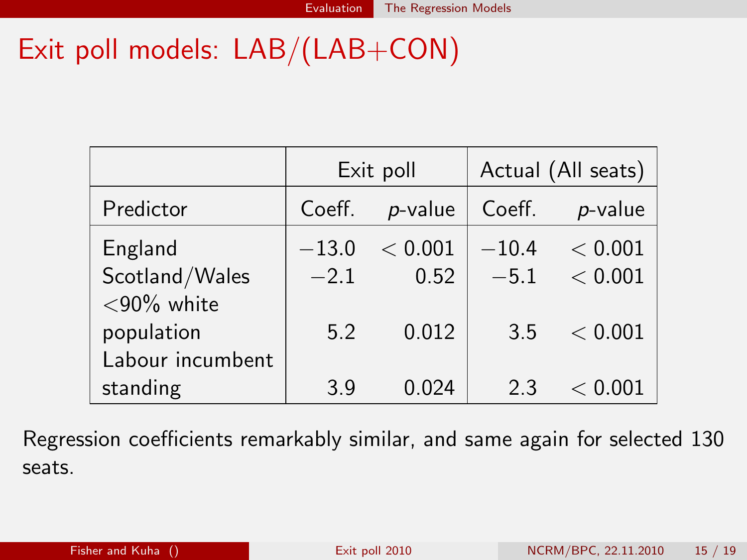# Exit poll models: LAB/(LAB+CON)

| | Exit poll | | Actual (All seats) | |
|---|---|---|---|---|
| Predictor | Coeff. | *p*-value | Coeff. | *p*-value |
| England | −13.0 | < 0.001 | −10.4 | < 0.001 |
| Scotland/Wales | −2.1 | 0.52 | −5.1 | < 0.001 |
| <90% white population | 5.2 | 0.012 | 3.5 | < 0.001 |
| Labour incumbent standing | 3.9 | 0.024 | 2.3 | < 0.001 |

Regression coefficients remarkably similar, and same again for selected 130 seats.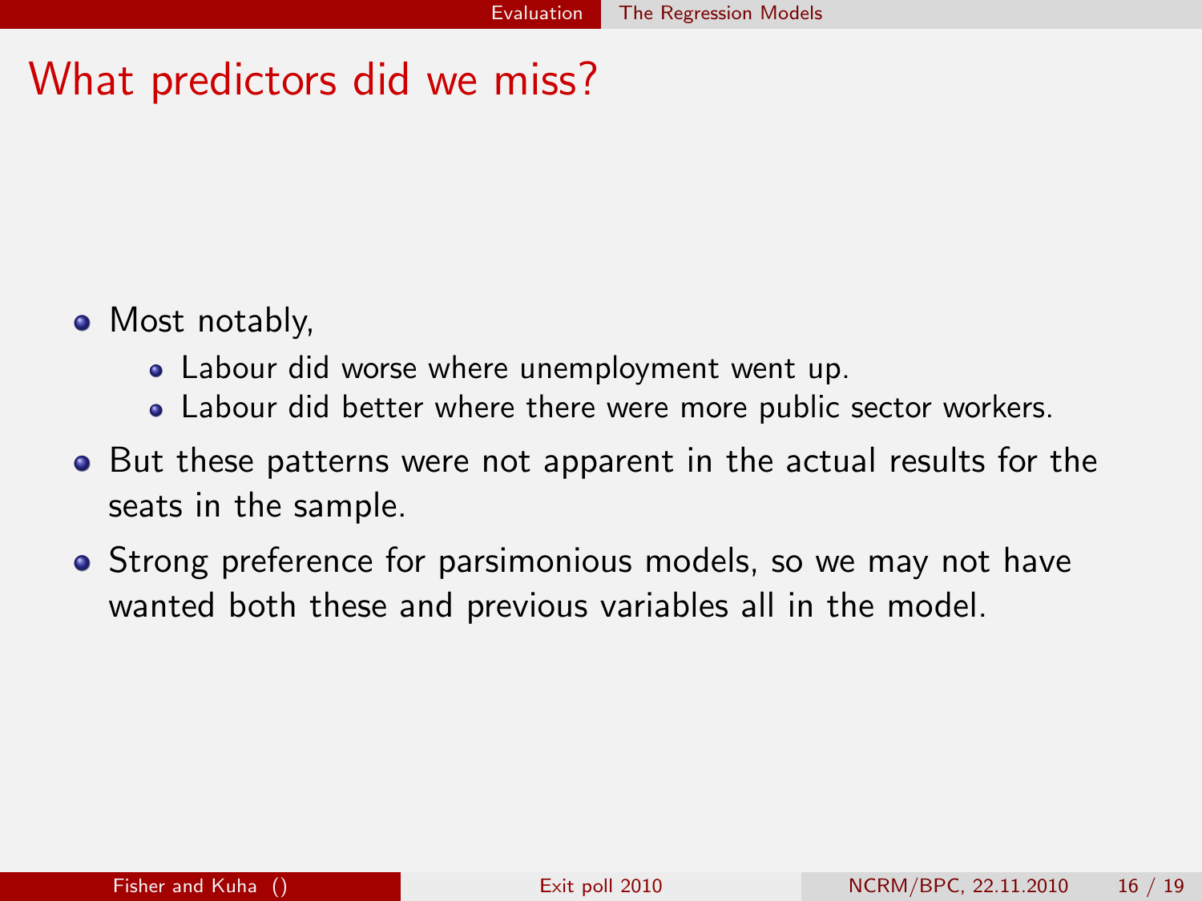# What predictors did we miss?

- Most notably,
  - Labour did worse where unemployment went up.
  - Labour did better where there were more public sector workers.
- But these patterns were not apparent in the actual results for the seats in the sample.
- Strong preference for parsimonious models, so we may not have wanted both these and previous variables all in the model.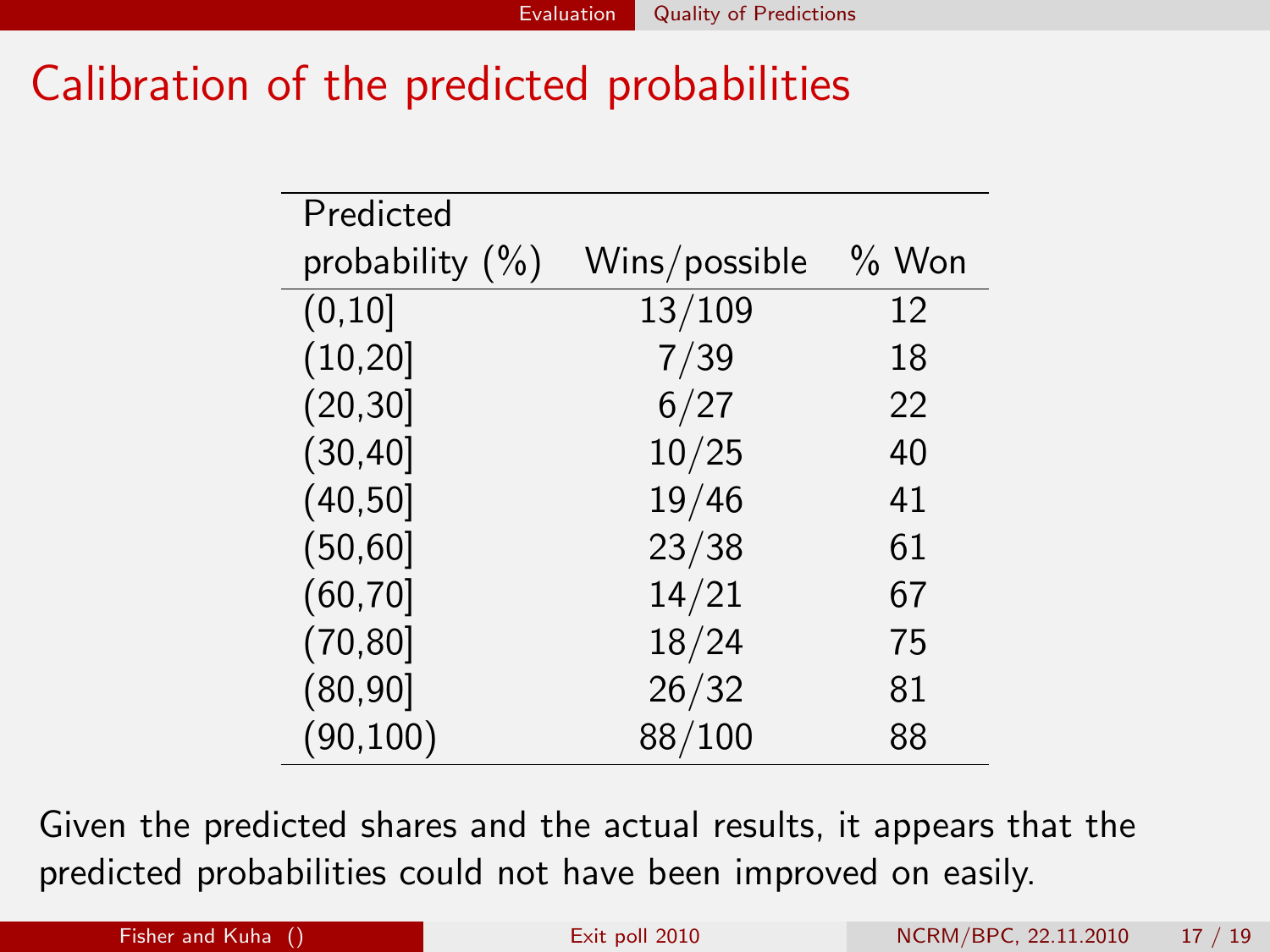# Calibration of the predicted probabilities

| Predicted probability (%) | Wins/possible | % Won |
|---|---|---|
| (0,10] | 13/109 | 12 |
| (10,20] | 7/39 | 18 |
| (20,30] | 6/27 | 22 |
| (30,40] | 10/25 | 40 |
| (40,50] | 19/46 | 41 |
| (50,60] | 23/38 | 61 |
| (60,70] | 14/21 | 67 |
| (70,80] | 18/24 | 75 |
| (80,90] | 26/32 | 81 |
| (90,100) | 88/100 | 88 |

Given the predicted shares and the actual results, it appears that the predicted probabilities could not have been improved on easily.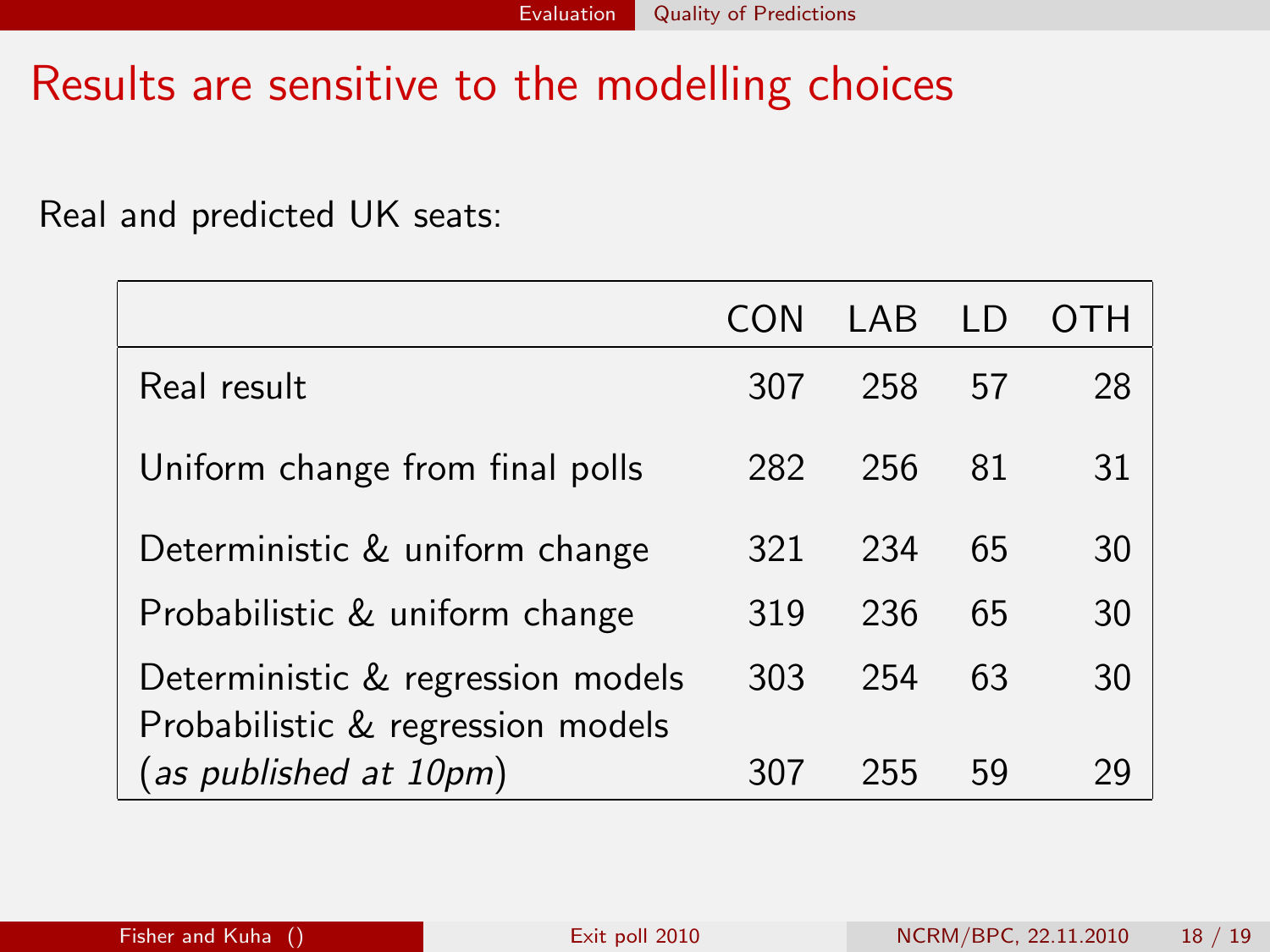# Results are sensitive to the modelling choices

Real and predicted UK seats:

| | CON | LAB | LD | OTH |
|---|---|---|---|---|
| Real result | 307 | 258 | 57 | 28 |
| Uniform change from final polls | 282 | 256 | 81 | 31 |
| Deterministic & uniform change | 321 | 234 | 65 | 30 |
| Probabilistic & uniform change | 319 | 236 | 65 | 30 |
| Deterministic & regression models | 303 | 254 | 63 | 30 |
| Probabilistic & regression models (*as published at 10pm*) | 307 | 255 | 59 | 29 |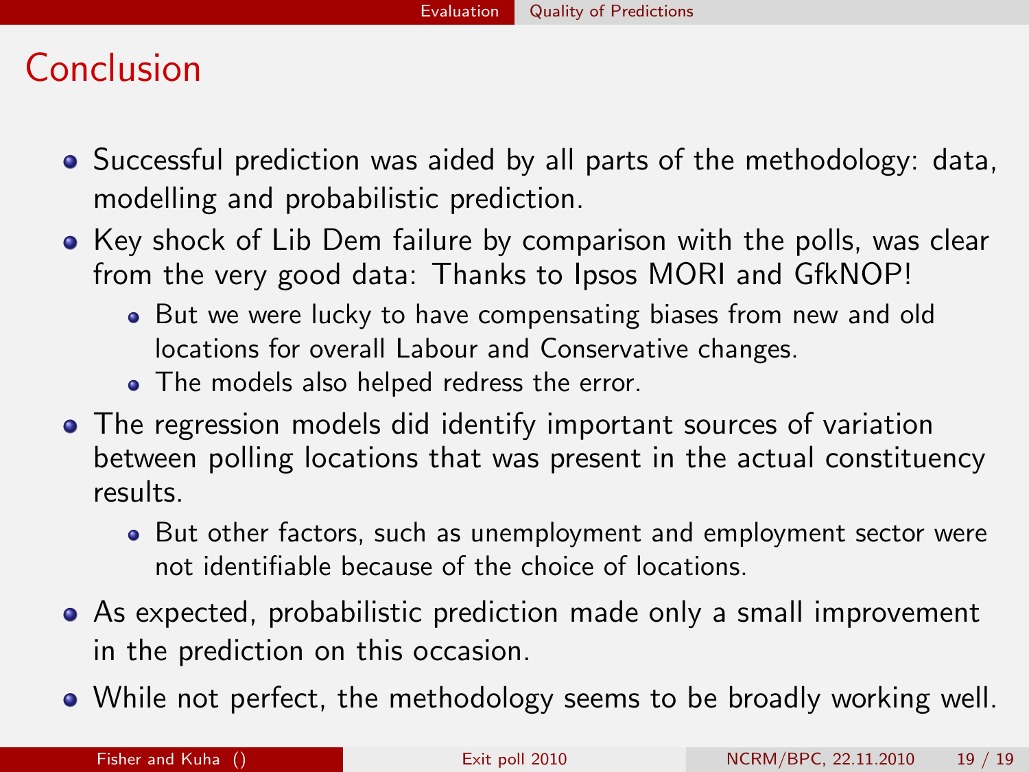# Conclusion

- Successful prediction was aided by all parts of the methodology: data, modelling and probabilistic prediction.
- Key shock of Lib Dem failure by comparison with the polls, was clear from the very good data: Thanks to Ipsos MORI and GfkNOP!
  - But we were lucky to have compensating biases from new and old locations for overall Labour and Conservative changes.
  - The models also helped redress the error.
- The regression models did identify important sources of variation between polling locations that was present in the actual constituency results.
  - But other factors, such as unemployment and employment sector were not identifiable because of the choice of locations.
- As expected, probabilistic prediction made only a small improvement in the prediction on this occasion.
- While not perfect, the methodology seems to be broadly working well.